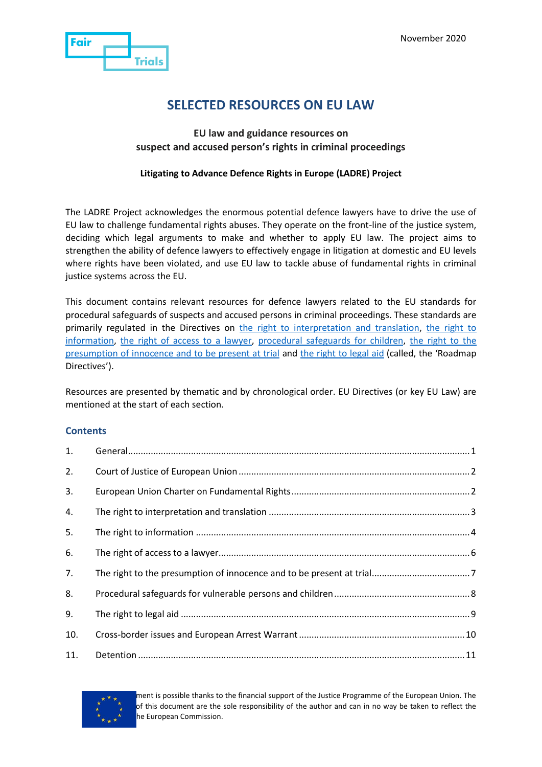November 2020

# SELECTED RESOURCES ON EU LAW

**EU law and guidance resources on suspect and accused person's rights in criminal proceedings**

**Litigating to Advance Defence Rights in Europe (LADRE) Project**

The LADRE Project acknowledges the enormous potential defence lawyers have to drive the use of EU law to challenge fundamental rights abuses. They operate on the front-line of the justice system, deciding which legal arguments to make and whether to apply EU law. The project aims to strengthen the ability of defence lawyers to effectively engage in litigation at domestic and EU levels where rights have been violated, and use EU law to tackle abuse of fundamental rights in criminal justice systems across the EU.

This document contains relevant resources for defence lawyers related to the EU standards for procedural safeguards of suspects and accused persons in criminal proceedings. These standards are primarily regulated in the Directives on the right to interpretation and translation, the right to information, the right of access to a lawyer, procedural safeguards for children, the right to the presumption of innocence and to be present at trial and the right to legal aid (called, the 'Roadmap Directives').

Resources are presented by thematic and by chronological order. EU Directives (or key EU Law) are mentioned at the start of each section.

## Contents

1. General ........ 1
2. Court of Justice of European Union ........ 2
3. European Union Charter on Fundamental Rights ........ 2
4. The right to interpretation and translation ........ 3
5. The right to information ........ 4
6. The right of access to a lawyer ........ 6
7. The right to the presumption of innocence and to be present at trial ........ 7
8. Procedural safeguards for vulnerable persons and children ........ 8
9. The right to legal aid ........ 9
10. Cross-border issues and European Arrest Warrant ........ 10
11. Detention ........ 11

ment is possible thanks to the financial support of the Justice Programme of the European Union. The of this document are the sole responsibility of the author and can in no way be taken to reflect the he European Commission.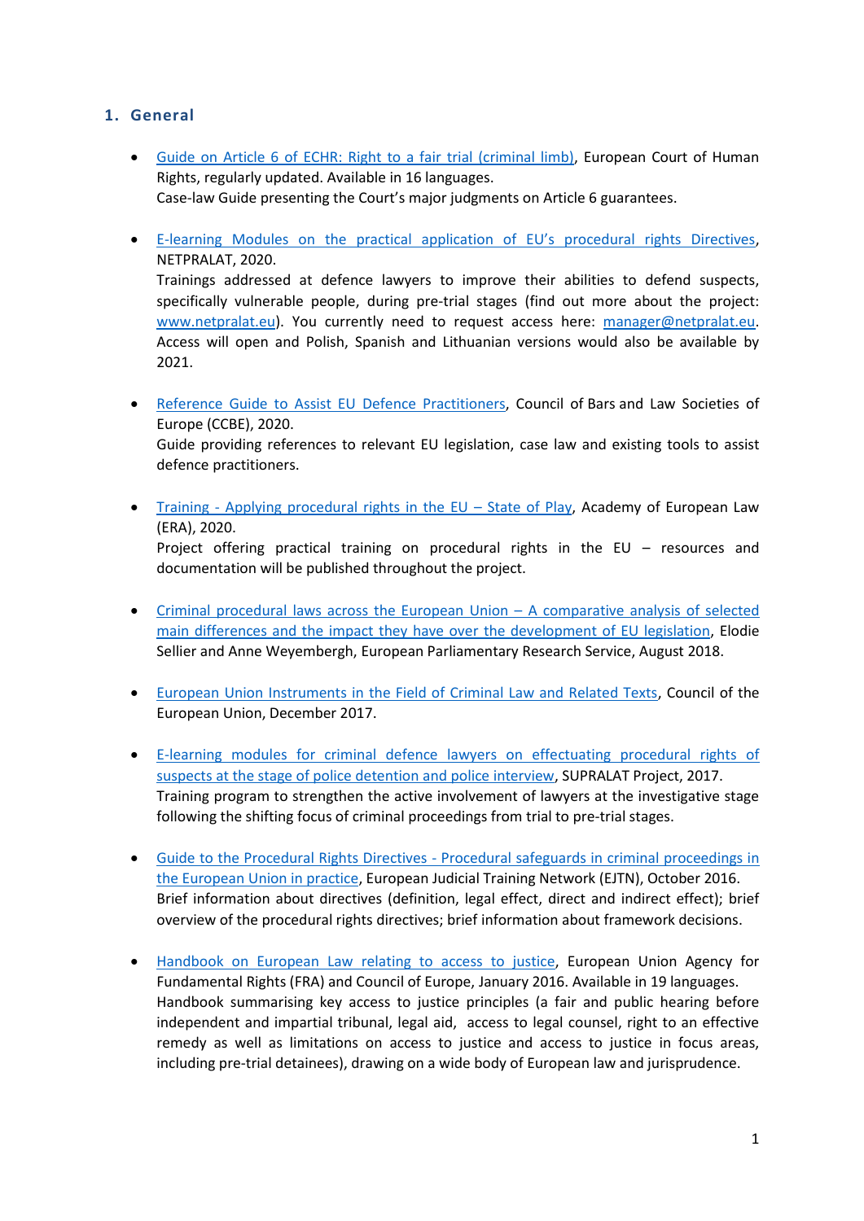## 1. General

- Guide on Article 6 of ECHR: Right to a fair trial (criminal limb), European Court of Human Rights, regularly updated. Available in 16 languages.
  Case-law Guide presenting the Court's major judgments on Article 6 guarantees.

- E-learning Modules on the practical application of EU's procedural rights Directives, NETPRALAT, 2020.
  Trainings addressed at defence lawyers to improve their abilities to defend suspects, specifically vulnerable people, during pre-trial stages (find out more about the project: www.netpralat.eu). You currently need to request access here: manager@netpralat.eu. Access will open and Polish, Spanish and Lithuanian versions would also be available by 2021.

- Reference Guide to Assist EU Defence Practitioners, Council of Bars and Law Societies of Europe (CCBE), 2020.
  Guide providing references to relevant EU legislation, case law and existing tools to assist defence practitioners.

- Training - Applying procedural rights in the EU – State of Play, Academy of European Law (ERA), 2020.
  Project offering practical training on procedural rights in the EU – resources and documentation will be published throughout the project.

- Criminal procedural laws across the European Union – A comparative analysis of selected main differences and the impact they have over the development of EU legislation, Elodie Sellier and Anne Weyembergh, European Parliamentary Research Service, August 2018.

- European Union Instruments in the Field of Criminal Law and Related Texts, Council of the European Union, December 2017.

- E-learning modules for criminal defence lawyers on effectuating procedural rights of suspects at the stage of police detention and police interview, SUPRALAT Project, 2017.
  Training program to strengthen the active involvement of lawyers at the investigative stage following the shifting focus of criminal proceedings from trial to pre-trial stages.

- Guide to the Procedural Rights Directives - Procedural safeguards in criminal proceedings in the European Union in practice, European Judicial Training Network (EJTN), October 2016.
  Brief information about directives (definition, legal effect, direct and indirect effect); brief overview of the procedural rights directives; brief information about framework decisions.

- Handbook on European Law relating to access to justice, European Union Agency for Fundamental Rights (FRA) and Council of Europe, January 2016. Available in 19 languages.
  Handbook summarising key access to justice principles (a fair and public hearing before independent and impartial tribunal, legal aid, access to legal counsel, right to an effective remedy as well as limitations on access to justice and access to justice in focus areas, including pre-trial detainees), drawing on a wide body of European law and jurisprudence.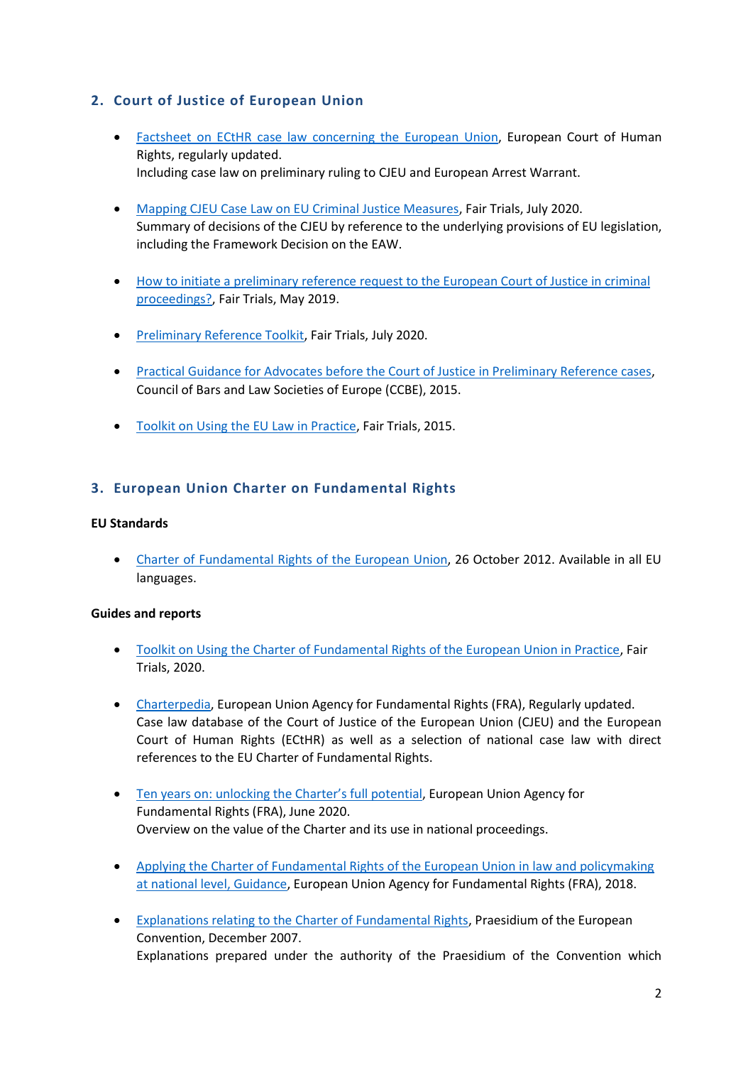## 2. Court of Justice of European Union

- Factsheet on ECtHR case law concerning the European Union, European Court of Human Rights, regularly updated.
  Including case law on preliminary ruling to CJEU and European Arrest Warrant.

- Mapping CJEU Case Law on EU Criminal Justice Measures, Fair Trials, July 2020.
  Summary of decisions of the CJEU by reference to the underlying provisions of EU legislation, including the Framework Decision on the EAW.

- How to initiate a preliminary reference request to the European Court of Justice in criminal proceedings?, Fair Trials, May 2019.

- Preliminary Reference Toolkit, Fair Trials, July 2020.

- Practical Guidance for Advocates before the Court of Justice in Preliminary Reference cases, Council of Bars and Law Societies of Europe (CCBE), 2015.

- Toolkit on Using the EU Law in Practice, Fair Trials, 2015.

## 3. European Union Charter on Fundamental Rights

**EU Standards**

- Charter of Fundamental Rights of the European Union, 26 October 2012. Available in all EU languages.

**Guides and reports**

- Toolkit on Using the Charter of Fundamental Rights of the European Union in Practice, Fair Trials, 2020.

- Charterpedia, European Union Agency for Fundamental Rights (FRA), Regularly updated.
  Case law database of the Court of Justice of the European Union (CJEU) and the European Court of Human Rights (ECtHR) as well as a selection of national case law with direct references to the EU Charter of Fundamental Rights.

- Ten years on: unlocking the Charter's full potential, European Union Agency for Fundamental Rights (FRA), June 2020.
  Overview on the value of the Charter and its use in national proceedings.

- Applying the Charter of Fundamental Rights of the European Union in law and policymaking at national level, Guidance, European Union Agency for Fundamental Rights (FRA), 2018.

- Explanations relating to the Charter of Fundamental Rights, Praesidium of the European Convention, December 2007.
  Explanations prepared under the authority of the Praesidium of the Convention which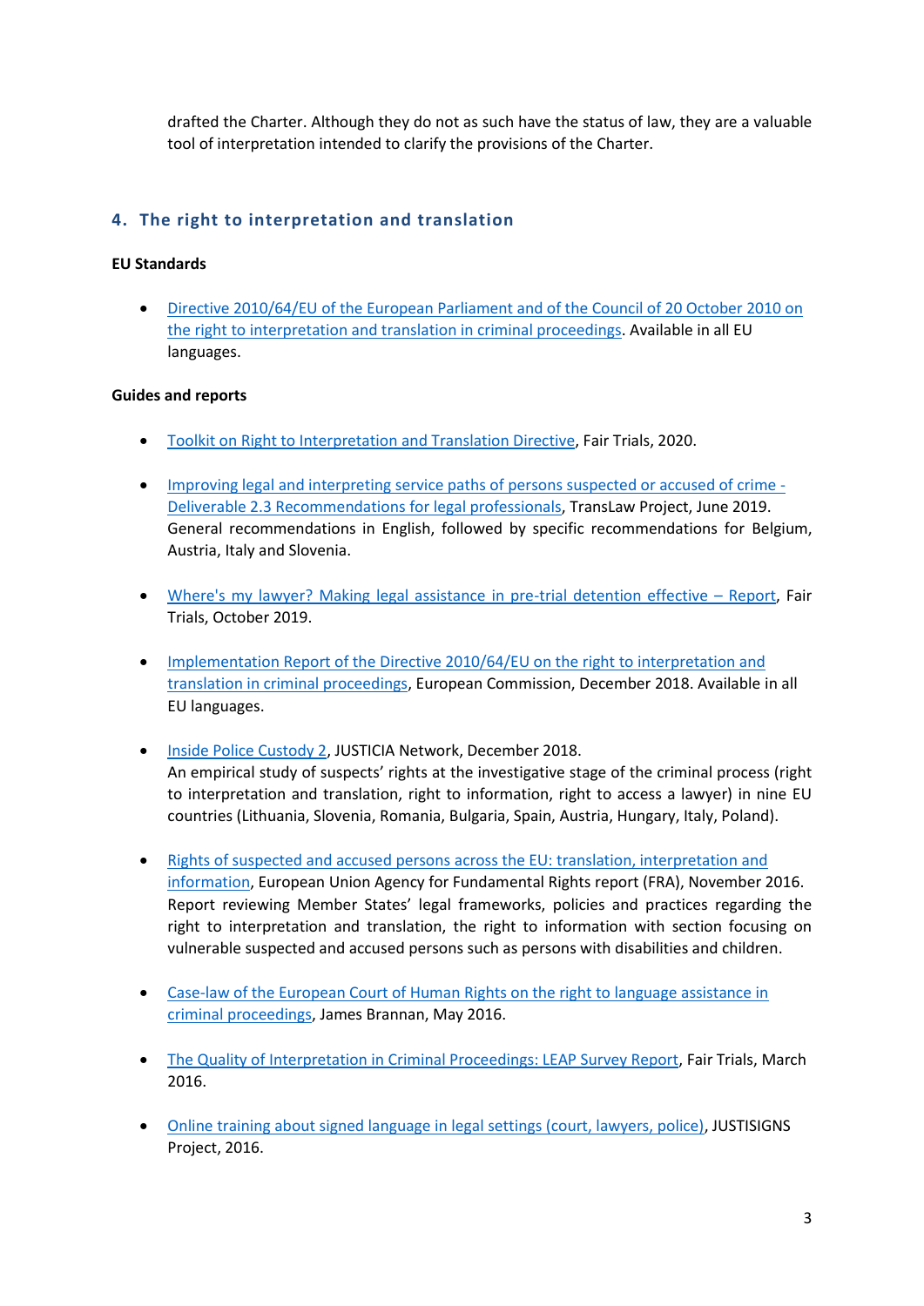drafted the Charter. Although they do not as such have the status of law, they are a valuable tool of interpretation intended to clarify the provisions of the Charter.

## 4. The right to interpretation and translation

**EU Standards**

- Directive 2010/64/EU of the European Parliament and of the Council of 20 October 2010 on the right to interpretation and translation in criminal proceedings. Available in all EU languages.

**Guides and reports**

- Toolkit on Right to Interpretation and Translation Directive, Fair Trials, 2020.

- Improving legal and interpreting service paths of persons suspected or accused of crime - Deliverable 2.3 Recommendations for legal professionals, TransLaw Project, June 2019. General recommendations in English, followed by specific recommendations for Belgium, Austria, Italy and Slovenia.

- Where's my lawyer? Making legal assistance in pre-trial detention effective – Report, Fair Trials, October 2019.

- Implementation Report of the Directive 2010/64/EU on the right to interpretation and translation in criminal proceedings, European Commission, December 2018. Available in all EU languages.

- Inside Police Custody 2, JUSTICIA Network, December 2018.
  An empirical study of suspects' rights at the investigative stage of the criminal process (right to interpretation and translation, right to information, right to access a lawyer) in nine EU countries (Lithuania, Slovenia, Romania, Bulgaria, Spain, Austria, Hungary, Italy, Poland).

- Rights of suspected and accused persons across the EU: translation, interpretation and information, European Union Agency for Fundamental Rights report (FRA), November 2016. Report reviewing Member States' legal frameworks, policies and practices regarding the right to interpretation and translation, the right to information with section focusing on vulnerable suspected and accused persons such as persons with disabilities and children.

- Case-law of the European Court of Human Rights on the right to language assistance in criminal proceedings, James Brannan, May 2016.

- The Quality of Interpretation in Criminal Proceedings: LEAP Survey Report, Fair Trials, March 2016.

- Online training about signed language in legal settings (court, lawyers, police), JUSTISIGNS Project, 2016.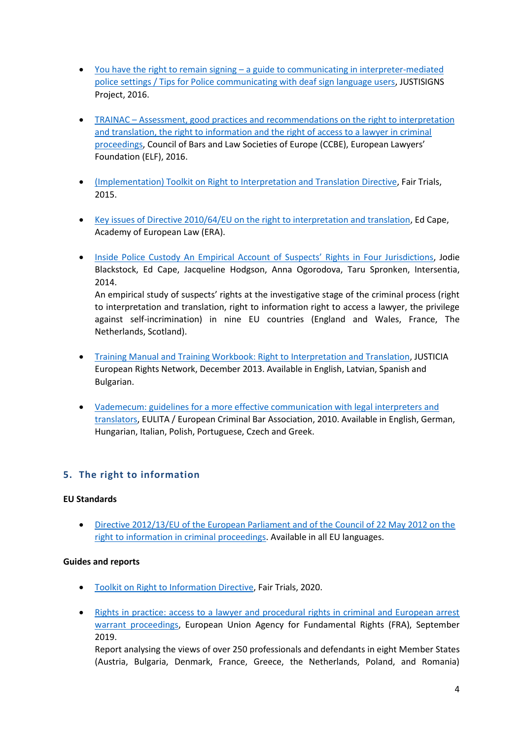- You have the right to remain signing – a guide to communicating in interpreter-mediated police settings / Tips for Police communicating with deaf sign language users, JUSTISIGNS Project, 2016.

- TRAINAC – Assessment, good practices and recommendations on the right to interpretation and translation, the right to information and the right of access to a lawyer in criminal proceedings, Council of Bars and Law Societies of Europe (CCBE), European Lawyers' Foundation (ELF), 2016.

- (Implementation) Toolkit on Right to Interpretation and Translation Directive, Fair Trials, 2015.

- Key issues of Directive 2010/64/EU on the right to interpretation and translation, Ed Cape, Academy of European Law (ERA).

- Inside Police Custody An Empirical Account of Suspects' Rights in Four Jurisdictions, Jodie Blackstock, Ed Cape, Jacqueline Hodgson, Anna Ogorodova, Taru Spronken, Intersentia, 2014.
  An empirical study of suspects' rights at the investigative stage of the criminal process (right to interpretation and translation, right to information right to access a lawyer, the privilege against self-incrimination) in nine EU countries (England and Wales, France, The Netherlands, Scotland).

- Training Manual and Training Workbook: Right to Interpretation and Translation, JUSTICIA European Rights Network, December 2013. Available in English, Latvian, Spanish and Bulgarian.

- Vademecum: guidelines for a more effective communication with legal interpreters and translators, EULITA / European Criminal Bar Association, 2010. Available in English, German, Hungarian, Italian, Polish, Portuguese, Czech and Greek.

## 5. The right to information

**EU Standards**

- Directive 2012/13/EU of the European Parliament and of the Council of 22 May 2012 on the right to information in criminal proceedings. Available in all EU languages.

**Guides and reports**

- Toolkit on Right to Information Directive, Fair Trials, 2020.

- Rights in practice: access to a lawyer and procedural rights in criminal and European arrest warrant proceedings, European Union Agency for Fundamental Rights (FRA), September 2019.
  Report analysing the views of over 250 professionals and defendants in eight Member States (Austria, Bulgaria, Denmark, France, Greece, the Netherlands, Poland, and Romania)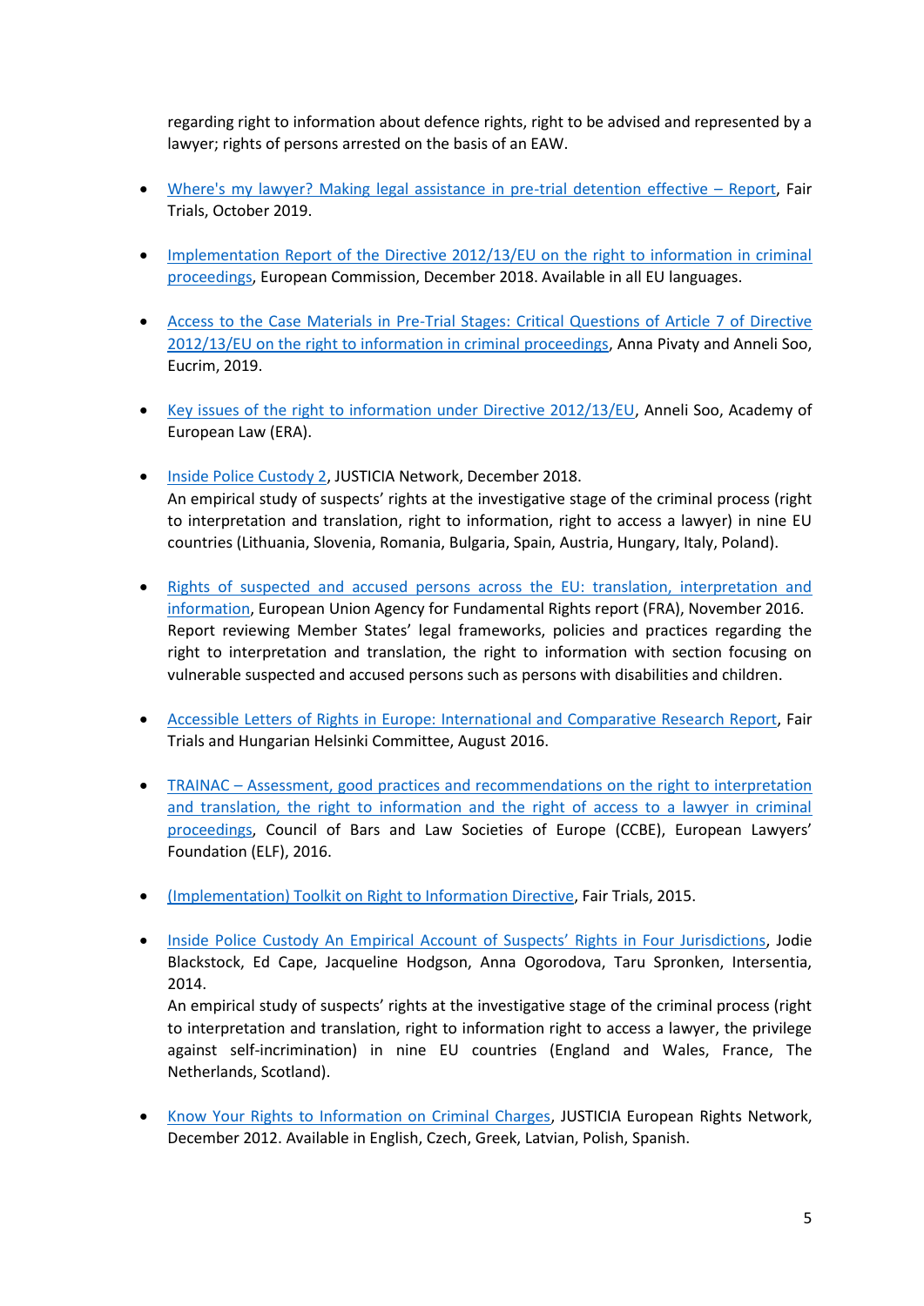regarding right to information about defence rights, right to be advised and represented by a lawyer; rights of persons arrested on the basis of an EAW.

- Where's my lawyer? Making legal assistance in pre-trial detention effective – Report, Fair Trials, October 2019.

- Implementation Report of the Directive 2012/13/EU on the right to information in criminal proceedings, European Commission, December 2018. Available in all EU languages.

- Access to the Case Materials in Pre-Trial Stages: Critical Questions of Article 7 of Directive 2012/13/EU on the right to information in criminal proceedings, Anna Pivaty and Anneli Soo, Eucrim, 2019.

- Key issues of the right to information under Directive 2012/13/EU, Anneli Soo, Academy of European Law (ERA).

- Inside Police Custody 2, JUSTICIA Network, December 2018.
  An empirical study of suspects' rights at the investigative stage of the criminal process (right to interpretation and translation, right to information, right to access a lawyer) in nine EU countries (Lithuania, Slovenia, Romania, Bulgaria, Spain, Austria, Hungary, Italy, Poland).

- Rights of suspected and accused persons across the EU: translation, interpretation and information, European Union Agency for Fundamental Rights report (FRA), November 2016.
  Report reviewing Member States' legal frameworks, policies and practices regarding the right to interpretation and translation, the right to information with section focusing on vulnerable suspected and accused persons such as persons with disabilities and children.

- Accessible Letters of Rights in Europe: International and Comparative Research Report, Fair Trials and Hungarian Helsinki Committee, August 2016.

- TRAINAC – Assessment, good practices and recommendations on the right to interpretation and translation, the right to information and the right of access to a lawyer in criminal proceedings, Council of Bars and Law Societies of Europe (CCBE), European Lawyers' Foundation (ELF), 2016.

- (Implementation) Toolkit on Right to Information Directive, Fair Trials, 2015.

- Inside Police Custody An Empirical Account of Suspects' Rights in Four Jurisdictions, Jodie Blackstock, Ed Cape, Jacqueline Hodgson, Anna Ogorodova, Taru Spronken, Intersentia, 2014.
  An empirical study of suspects' rights at the investigative stage of the criminal process (right to interpretation and translation, right to information right to access a lawyer, the privilege against self-incrimination) in nine EU countries (England and Wales, France, The Netherlands, Scotland).

- Know Your Rights to Information on Criminal Charges, JUSTICIA European Rights Network, December 2012. Available in English, Czech, Greek, Latvian, Polish, Spanish.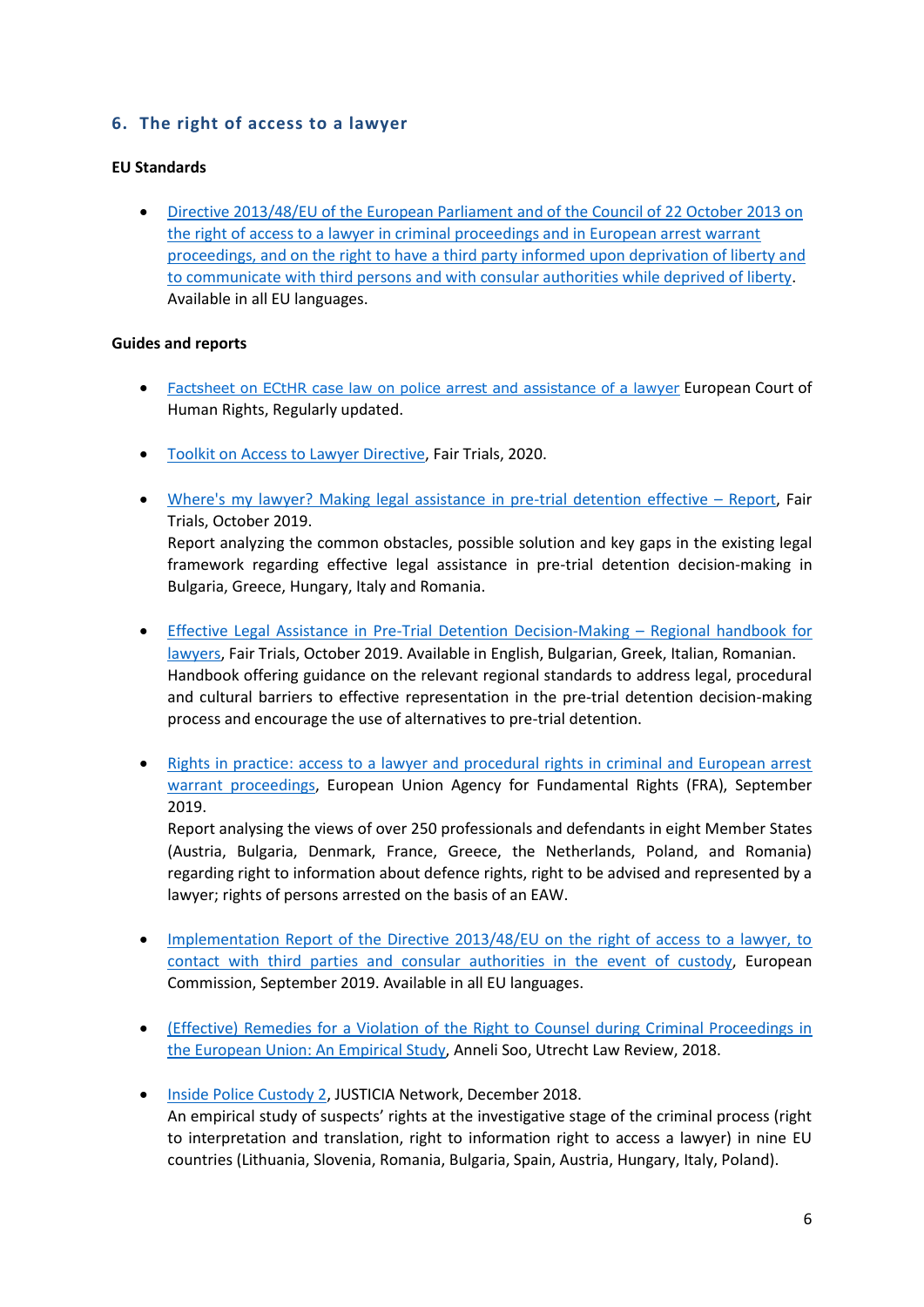## 6. The right of access to a lawyer

**EU Standards**

- Directive 2013/48/EU of the European Parliament and of the Council of 22 October 2013 on the right of access to a lawyer in criminal proceedings and in European arrest warrant proceedings, and on the right to have a third party informed upon deprivation of liberty and to communicate with third persons and with consular authorities while deprived of liberty. Available in all EU languages.

**Guides and reports**

- Factsheet on ECtHR case law on police arrest and assistance of a lawyer European Court of Human Rights, Regularly updated.

- Toolkit on Access to Lawyer Directive, Fair Trials, 2020.

- Where's my lawyer? Making legal assistance in pre-trial detention effective – Report, Fair Trials, October 2019.
  Report analyzing the common obstacles, possible solution and key gaps in the existing legal framework regarding effective legal assistance in pre-trial detention decision-making in Bulgaria, Greece, Hungary, Italy and Romania.

- Effective Legal Assistance in Pre-Trial Detention Decision-Making – Regional handbook for lawyers, Fair Trials, October 2019. Available in English, Bulgarian, Greek, Italian, Romanian.
  Handbook offering guidance on the relevant regional standards to address legal, procedural and cultural barriers to effective representation in the pre-trial detention decision-making process and encourage the use of alternatives to pre-trial detention.

- Rights in practice: access to a lawyer and procedural rights in criminal and European arrest warrant proceedings, European Union Agency for Fundamental Rights (FRA), September 2019.
  Report analysing the views of over 250 professionals and defendants in eight Member States (Austria, Bulgaria, Denmark, France, Greece, the Netherlands, Poland, and Romania) regarding right to information about defence rights, right to be advised and represented by a lawyer; rights of persons arrested on the basis of an EAW.

- Implementation Report of the Directive 2013/48/EU on the right of access to a lawyer, to contact with third parties and consular authorities in the event of custody, European Commission, September 2019. Available in all EU languages.

- (Effective) Remedies for a Violation of the Right to Counsel during Criminal Proceedings in the European Union: An Empirical Study, Anneli Soo, Utrecht Law Review, 2018.

- Inside Police Custody 2, JUSTICIA Network, December 2018.
  An empirical study of suspects' rights at the investigative stage of the criminal process (right to interpretation and translation, right to information right to access a lawyer) in nine EU countries (Lithuania, Slovenia, Romania, Bulgaria, Spain, Austria, Hungary, Italy, Poland).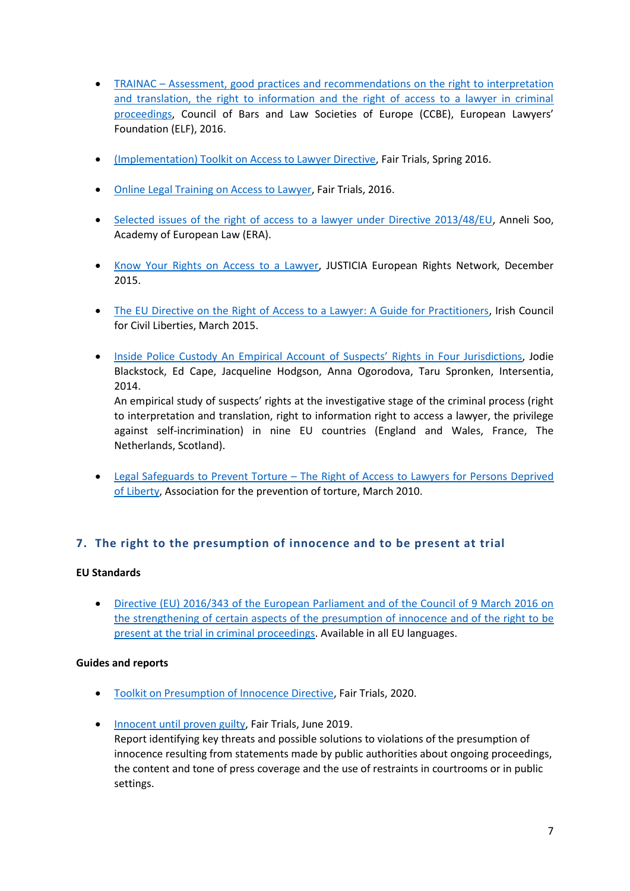- TRAINAC – Assessment, good practices and recommendations on the right to interpretation and translation, the right to information and the right of access to a lawyer in criminal proceedings, Council of Bars and Law Societies of Europe (CCBE), European Lawyers' Foundation (ELF), 2016.

- (Implementation) Toolkit on Access to Lawyer Directive, Fair Trials, Spring 2016.

- Online Legal Training on Access to Lawyer, Fair Trials, 2016.

- Selected issues of the right of access to a lawyer under Directive 2013/48/EU, Anneli Soo, Academy of European Law (ERA).

- Know Your Rights on Access to a Lawyer, JUSTICIA European Rights Network, December 2015.

- The EU Directive on the Right of Access to a Lawyer: A Guide for Practitioners, Irish Council for Civil Liberties, March 2015.

- Inside Police Custody An Empirical Account of Suspects' Rights in Four Jurisdictions, Jodie Blackstock, Ed Cape, Jacqueline Hodgson, Anna Ogorodova, Taru Spronken, Intersentia, 2014.
  An empirical study of suspects' rights at the investigative stage of the criminal process (right to interpretation and translation, right to information right to access a lawyer, the privilege against self-incrimination) in nine EU countries (England and Wales, France, The Netherlands, Scotland).

- Legal Safeguards to Prevent Torture – The Right of Access to Lawyers for Persons Deprived of Liberty, Association for the prevention of torture, March 2010.

## 7. The right to the presumption of innocence and to be present at trial

**EU Standards**

- Directive (EU) 2016/343 of the European Parliament and of the Council of 9 March 2016 on the strengthening of certain aspects of the presumption of innocence and of the right to be present at the trial in criminal proceedings. Available in all EU languages.

**Guides and reports**

- Toolkit on Presumption of Innocence Directive, Fair Trials, 2020.

- Innocent until proven guilty, Fair Trials, June 2019.
  Report identifying key threats and possible solutions to violations of the presumption of innocence resulting from statements made by public authorities about ongoing proceedings, the content and tone of press coverage and the use of restraints in courtrooms or in public settings.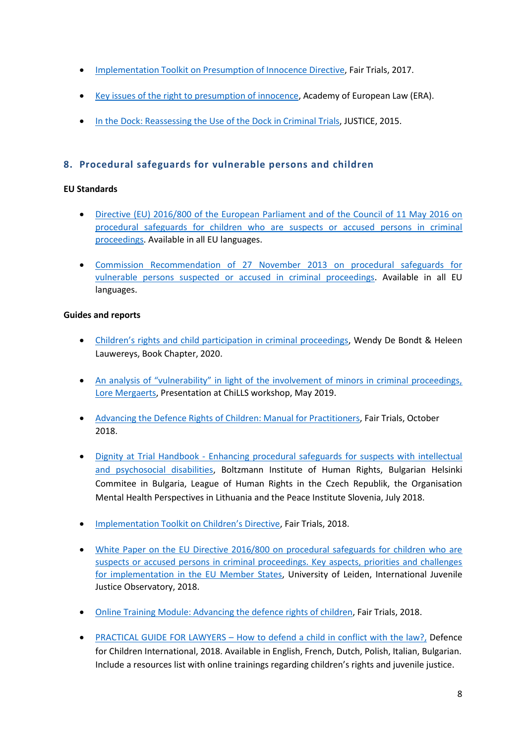- Implementation Toolkit on Presumption of Innocence Directive, Fair Trials, 2017.

- Key issues of the right to presumption of innocence, Academy of European Law (ERA).

- In the Dock: Reassessing the Use of the Dock in Criminal Trials, JUSTICE, 2015.

## 8. Procedural safeguards for vulnerable persons and children

**EU Standards**

- Directive (EU) 2016/800 of the European Parliament and of the Council of 11 May 2016 on procedural safeguards for children who are suspects or accused persons in criminal proceedings. Available in all EU languages.

- Commission Recommendation of 27 November 2013 on procedural safeguards for vulnerable persons suspected or accused in criminal proceedings. Available in all EU languages.

**Guides and reports**

- Children's rights and child participation in criminal proceedings, Wendy De Bondt & Heleen Lauwereys, Book Chapter, 2020.

- An analysis of "vulnerability" in light of the involvement of minors in criminal proceedings, Lore Mergaerts, Presentation at ChiLLS workshop, May 2019.

- Advancing the Defence Rights of Children: Manual for Practitioners, Fair Trials, October 2018.

- Dignity at Trial Handbook - Enhancing procedural safeguards for suspects with intellectual and psychosocial disabilities, Boltzmann Institute of Human Rights, Bulgarian Helsinki Commitee in Bulgaria, League of Human Rights in the Czech Republik, the Organisation Mental Health Perspectives in Lithuania and the Peace Institute Slovenia, July 2018.

- Implementation Toolkit on Children's Directive, Fair Trials, 2018.

- White Paper on the EU Directive 2016/800 on procedural safeguards for children who are suspects or accused persons in criminal proceedings. Key aspects, priorities and challenges for implementation in the EU Member States, University of Leiden, International Juvenile Justice Observatory, 2018.

- Online Training Module: Advancing the defence rights of children, Fair Trials, 2018.

- PRACTICAL GUIDE FOR LAWYERS – How to defend a child in conflict with the law?, Defence for Children International, 2018. Available in English, French, Dutch, Polish, Italian, Bulgarian. Include a resources list with online trainings regarding children's rights and juvenile justice.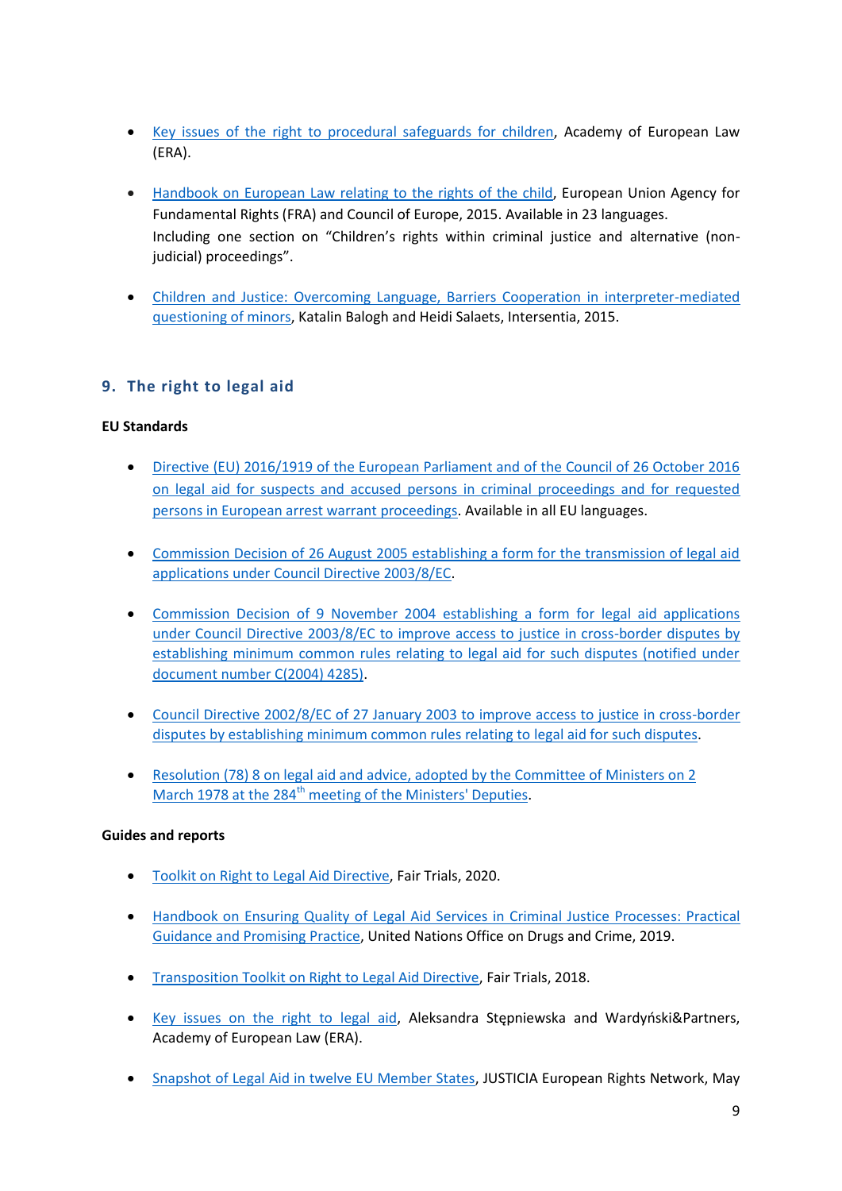- Key issues of the right to procedural safeguards for children, Academy of European Law (ERA).

- Handbook on European Law relating to the rights of the child, European Union Agency for Fundamental Rights (FRA) and Council of Europe, 2015. Available in 23 languages.
  Including one section on "Children's rights within criminal justice and alternative (non-judicial) proceedings".

- Children and Justice: Overcoming Language, Barriers Cooperation in interpreter-mediated questioning of minors, Katalin Balogh and Heidi Salaets, Intersentia, 2015.

## 9. The right to legal aid

**EU Standards**

- Directive (EU) 2016/1919 of the European Parliament and of the Council of 26 October 2016 on legal aid for suspects and accused persons in criminal proceedings and for requested persons in European arrest warrant proceedings. Available in all EU languages.

- Commission Decision of 26 August 2005 establishing a form for the transmission of legal aid applications under Council Directive 2003/8/EC.

- Commission Decision of 9 November 2004 establishing a form for legal aid applications under Council Directive 2003/8/EC to improve access to justice in cross-border disputes by establishing minimum common rules relating to legal aid for such disputes (notified under document number C(2004) 4285).

- Council Directive 2002/8/EC of 27 January 2003 to improve access to justice in cross-border disputes by establishing minimum common rules relating to legal aid for such disputes.

- Resolution (78) 8 on legal aid and advice, adopted by the Committee of Ministers on 2 March 1978 at the 284th meeting of the Ministers' Deputies.

**Guides and reports**

- Toolkit on Right to Legal Aid Directive, Fair Trials, 2020.

- Handbook on Ensuring Quality of Legal Aid Services in Criminal Justice Processes: Practical Guidance and Promising Practice, United Nations Office on Drugs and Crime, 2019.

- Transposition Toolkit on Right to Legal Aid Directive, Fair Trials, 2018.

- Key issues on the right to legal aid, Aleksandra Stępniewska and Wardyński&Partners, Academy of European Law (ERA).

- Snapshot of Legal Aid in twelve EU Member States, JUSTICIA European Rights Network, May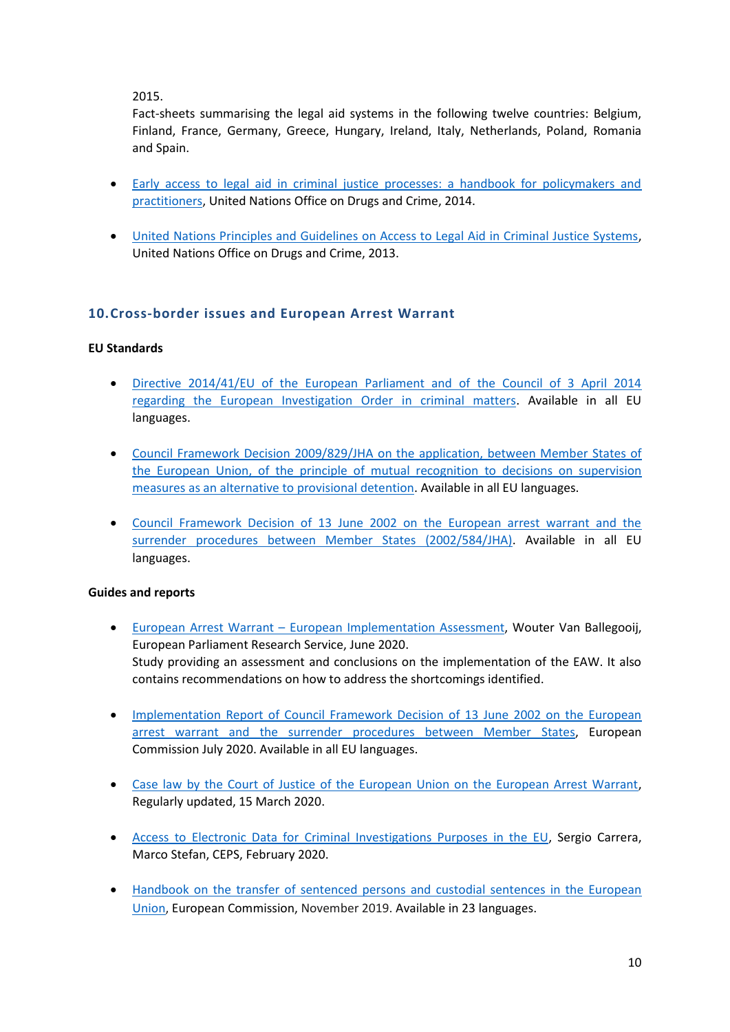2015.
Fact-sheets summarising the legal aid systems in the following twelve countries: Belgium, Finland, France, Germany, Greece, Hungary, Ireland, Italy, Netherlands, Poland, Romania and Spain.

- Early access to legal aid in criminal justice processes: a handbook for policymakers and practitioners, United Nations Office on Drugs and Crime, 2014.

- United Nations Principles and Guidelines on Access to Legal Aid in Criminal Justice Systems, United Nations Office on Drugs and Crime, 2013.

## 10. Cross-border issues and European Arrest Warrant

**EU Standards**

- Directive 2014/41/EU of the European Parliament and of the Council of 3 April 2014 regarding the European Investigation Order in criminal matters. Available in all EU languages.

- Council Framework Decision 2009/829/JHA on the application, between Member States of the European Union, of the principle of mutual recognition to decisions on supervision measures as an alternative to provisional detention. Available in all EU languages.

- Council Framework Decision of 13 June 2002 on the European arrest warrant and the surrender procedures between Member States (2002/584/JHA). Available in all EU languages.

**Guides and reports**

- European Arrest Warrant – European Implementation Assessment, Wouter Van Ballegooij, European Parliament Research Service, June 2020.
Study providing an assessment and conclusions on the implementation of the EAW. It also contains recommendations on how to address the shortcomings identified.

- Implementation Report of Council Framework Decision of 13 June 2002 on the European arrest warrant and the surrender procedures between Member States, European Commission July 2020. Available in all EU languages.

- Case law by the Court of Justice of the European Union on the European Arrest Warrant, Regularly updated, 15 March 2020.

- Access to Electronic Data for Criminal Investigations Purposes in the EU, Sergio Carrera, Marco Stefan, CEPS, February 2020.

- Handbook on the transfer of sentenced persons and custodial sentences in the European Union, European Commission, November 2019. Available in 23 languages.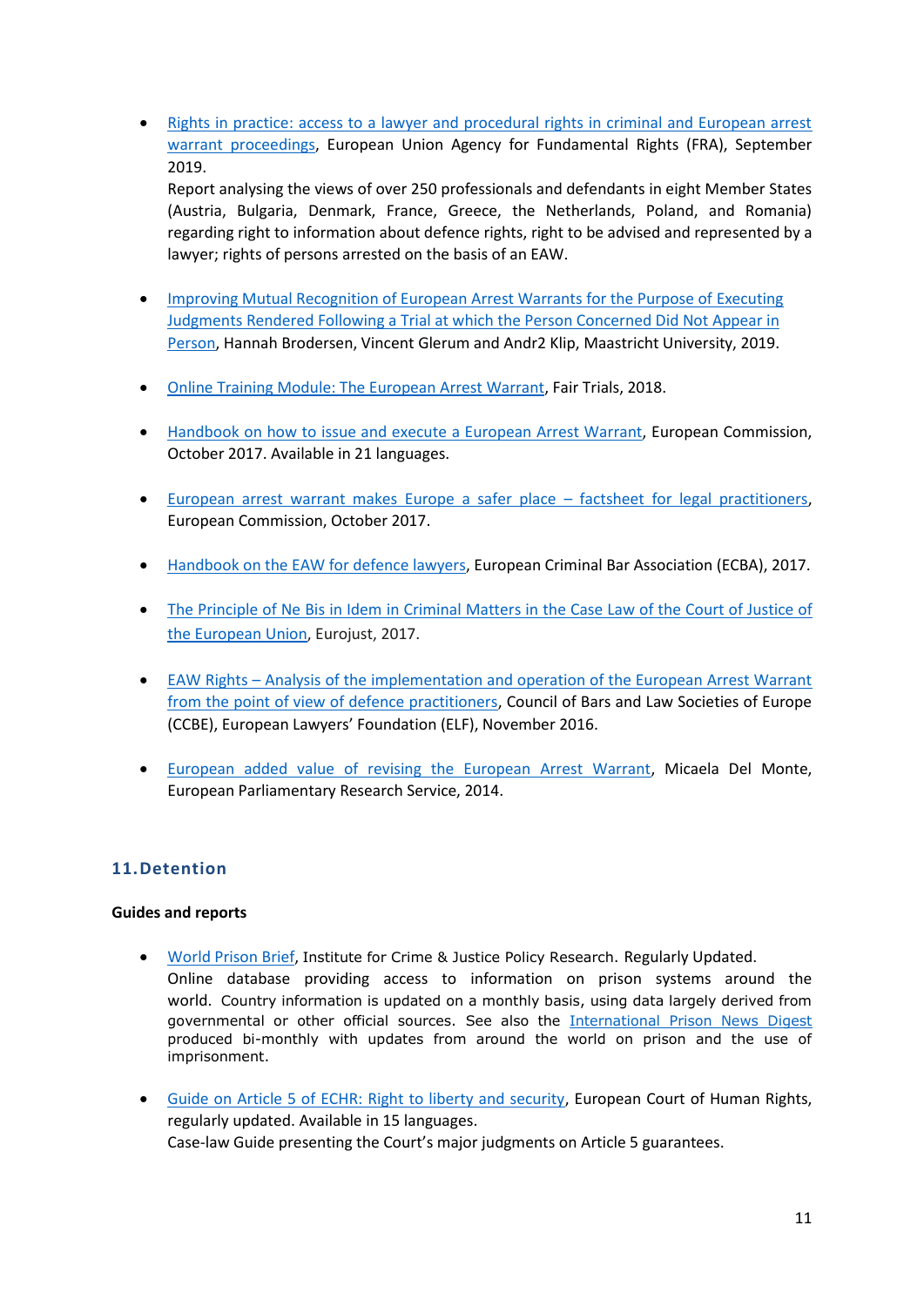- [Rights in practice: access to a lawyer and procedural rights in criminal and European arrest warrant proceedings](), European Union Agency for Fundamental Rights (FRA), September 2019.
  Report analysing the views of over 250 professionals and defendants in eight Member States (Austria, Bulgaria, Denmark, France, Greece, the Netherlands, Poland, and Romania) regarding right to information about defence rights, right to be advised and represented by a lawyer; rights of persons arrested on the basis of an EAW.

- [Improving Mutual Recognition of European Arrest Warrants for the Purpose of Executing Judgments Rendered Following a Trial at which the Person Concerned Did Not Appear in Person](), Hannah Brodersen, Vincent Glerum and Andr2 Klip, Maastricht University, 2019.

- [Online Training Module: The European Arrest Warrant](), Fair Trials, 2018.

- [Handbook on how to issue and execute a European Arrest Warrant](), European Commission, October 2017. Available in 21 languages.

- [European arrest warrant makes Europe a safer place – factsheet for legal practitioners](), European Commission, October 2017.

- [Handbook on the EAW for defence lawyers](), European Criminal Bar Association (ECBA), 2017.

- [The Principle of Ne Bis in Idem in Criminal Matters in the Case Law of the Court of Justice of the European Union](), Eurojust, 2017.

- [EAW Rights – Analysis of the implementation and operation of the European Arrest Warrant from the point of view of defence practitioners](), Council of Bars and Law Societies of Europe (CCBE), European Lawyers' Foundation (ELF), November 2016.

- [European added value of revising the European Arrest Warrant](), Micaela Del Monte, European Parliamentary Research Service, 2014.

## 11. Detention

**Guides and reports**

- [World Prison Brief](), Institute for Crime & Justice Policy Research. Regularly Updated.
  Online database providing access to information on prison systems around the world. Country information is updated on a monthly basis, using data largely derived from governmental or other official sources. See also the [International Prison News Digest]() produced bi-monthly with updates from around the world on prison and the use of imprisonment.

- [Guide on Article 5 of ECHR: Right to liberty and security](), European Court of Human Rights, regularly updated. Available in 15 languages.
  Case-law Guide presenting the Court's major judgments on Article 5 guarantees.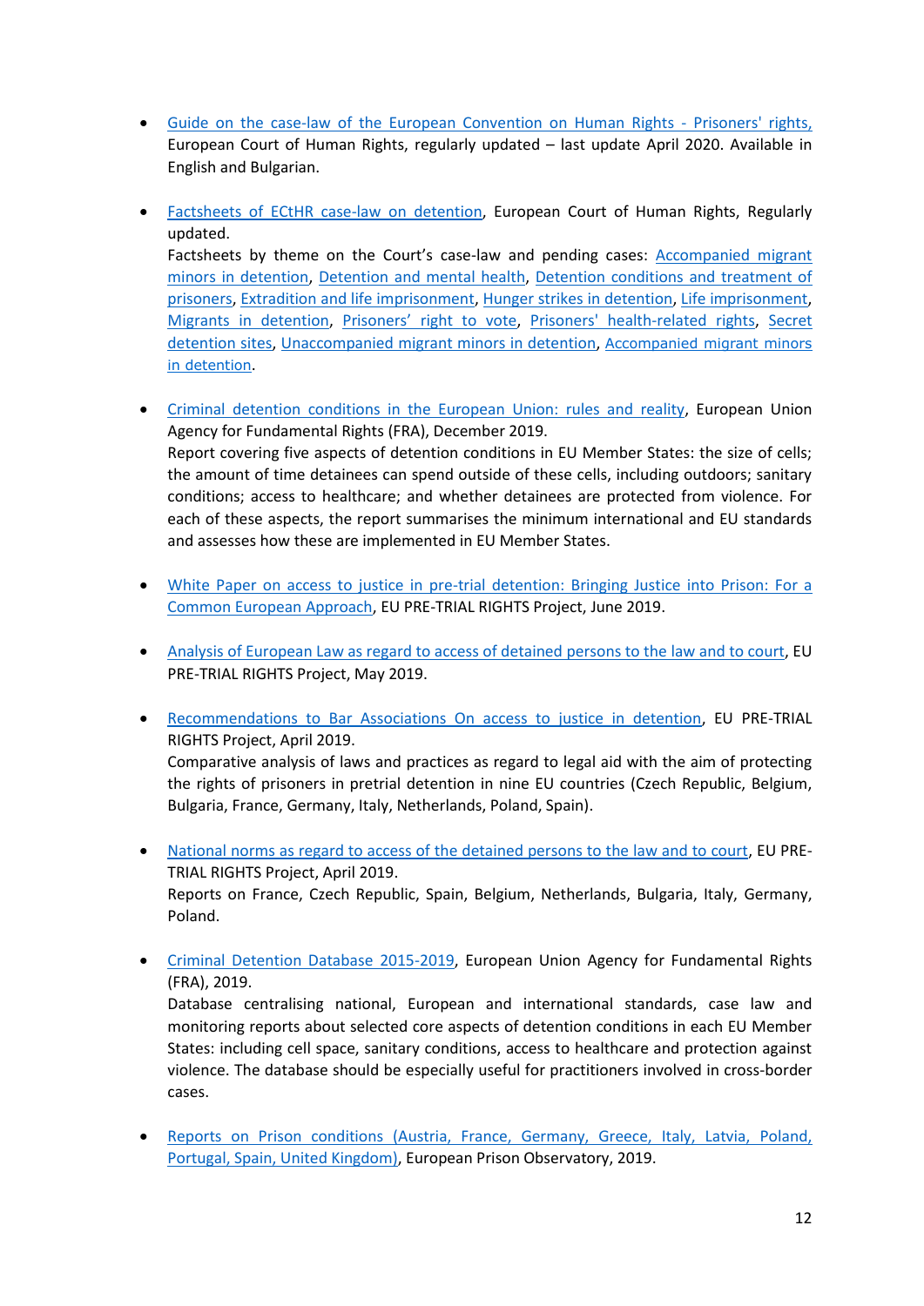- Guide on the case-law of the European Convention on Human Rights - Prisoners' rights, European Court of Human Rights, regularly updated – last update April 2020. Available in English and Bulgarian.

- Factsheets of ECtHR case-law on detention, European Court of Human Rights, Regularly updated.
  Factsheets by theme on the Court's case-law and pending cases: Accompanied migrant minors in detention, Detention and mental health, Detention conditions and treatment of prisoners, Extradition and life imprisonment, Hunger strikes in detention, Life imprisonment, Migrants in detention, Prisoners' right to vote, Prisoners' health-related rights, Secret detention sites, Unaccompanied migrant minors in detention, Accompanied migrant minors in detention.

- Criminal detention conditions in the European Union: rules and reality, European Union Agency for Fundamental Rights (FRA), December 2019.
  Report covering five aspects of detention conditions in EU Member States: the size of cells; the amount of time detainees can spend outside of these cells, including outdoors; sanitary conditions; access to healthcare; and whether detainees are protected from violence. For each of these aspects, the report summarises the minimum international and EU standards and assesses how these are implemented in EU Member States.

- White Paper on access to justice in pre-trial detention: Bringing Justice into Prison: For a Common European Approach, EU PRE-TRIAL RIGHTS Project, June 2019.

- Analysis of European Law as regard to access of detained persons to the law and to court, EU PRE-TRIAL RIGHTS Project, May 2019.

- Recommendations to Bar Associations On access to justice in detention, EU PRE-TRIAL RIGHTS Project, April 2019.
  Comparative analysis of laws and practices as regard to legal aid with the aim of protecting the rights of prisoners in pretrial detention in nine EU countries (Czech Republic, Belgium, Bulgaria, France, Germany, Italy, Netherlands, Poland, Spain).

- National norms as regard to access of the detained persons to the law and to court, EU PRE-TRIAL RIGHTS Project, April 2019.
  Reports on France, Czech Republic, Spain, Belgium, Netherlands, Bulgaria, Italy, Germany, Poland.

- Criminal Detention Database 2015-2019, European Union Agency for Fundamental Rights (FRA), 2019.
  Database centralising national, European and international standards, case law and monitoring reports about selected core aspects of detention conditions in each EU Member States: including cell space, sanitary conditions, access to healthcare and protection against violence. The database should be especially useful for practitioners involved in cross-border cases.

- Reports on Prison conditions (Austria, France, Germany, Greece, Italy, Latvia, Poland, Portugal, Spain, United Kingdom), European Prison Observatory, 2019.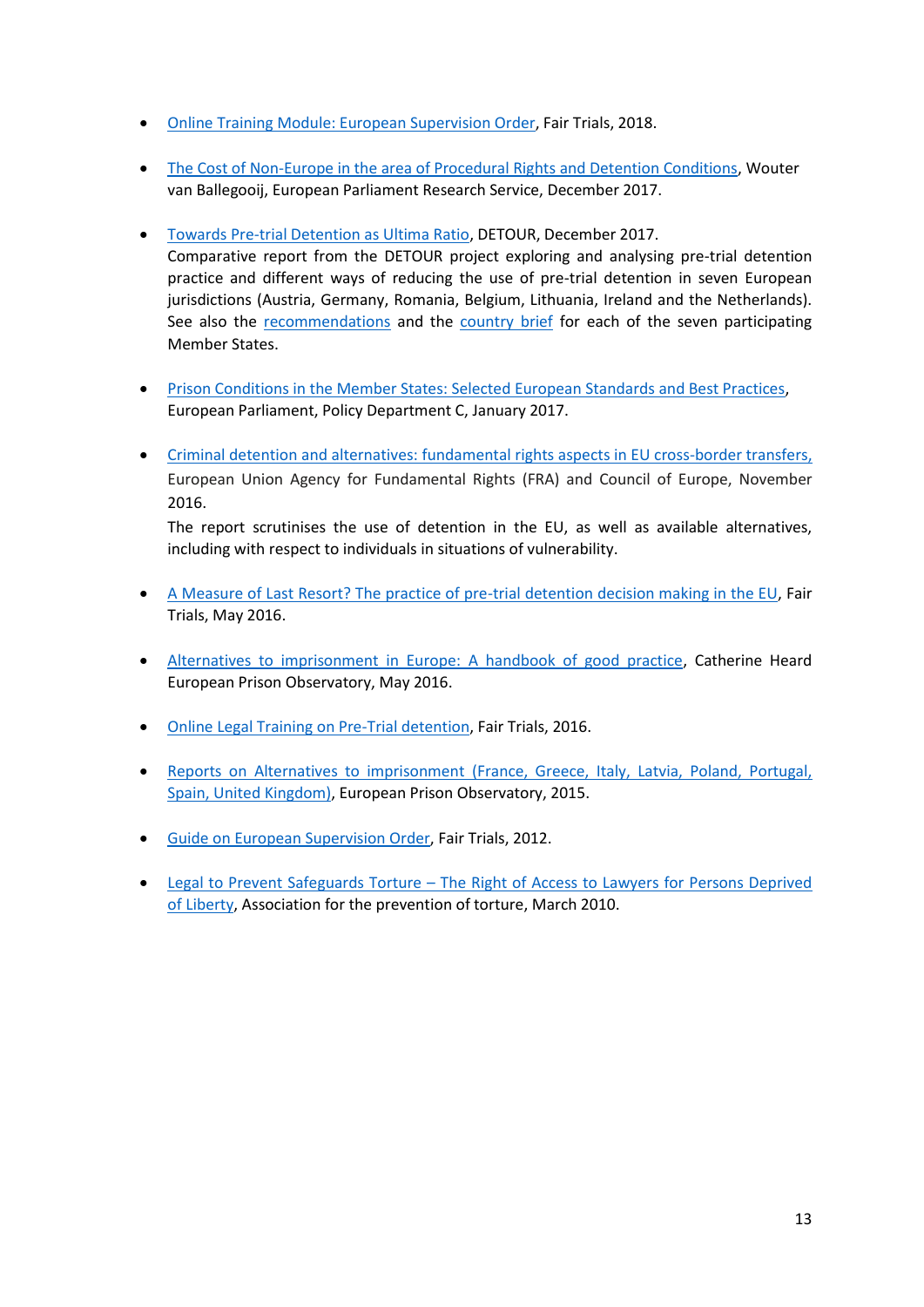- Online Training Module: European Supervision Order, Fair Trials, 2018.

- The Cost of Non-Europe in the area of Procedural Rights and Detention Conditions, Wouter van Ballegooij, European Parliament Research Service, December 2017.

- Towards Pre-trial Detention as Ultima Ratio, DETOUR, December 2017.
  Comparative report from the DETOUR project exploring and analysing pre-trial detention practice and different ways of reducing the use of pre-trial detention in seven European jurisdictions (Austria, Germany, Romania, Belgium, Lithuania, Ireland and the Netherlands). See also the recommendations and the country brief for each of the seven participating Member States.

- Prison Conditions in the Member States: Selected European Standards and Best Practices, European Parliament, Policy Department C, January 2017.

- Criminal detention and alternatives: fundamental rights aspects in EU cross-border transfers, European Union Agency for Fundamental Rights (FRA) and Council of Europe, November 2016.
  The report scrutinises the use of detention in the EU, as well as available alternatives, including with respect to individuals in situations of vulnerability.

- A Measure of Last Resort? The practice of pre-trial detention decision making in the EU, Fair Trials, May 2016.

- Alternatives to imprisonment in Europe: A handbook of good practice, Catherine Heard European Prison Observatory, May 2016.

- Online Legal Training on Pre-Trial detention, Fair Trials, 2016.

- Reports on Alternatives to imprisonment (France, Greece, Italy, Latvia, Poland, Portugal, Spain, United Kingdom), European Prison Observatory, 2015.

- Guide on European Supervision Order, Fair Trials, 2012.

- Legal to Prevent Safeguards Torture – The Right of Access to Lawyers for Persons Deprived of Liberty, Association for the prevention of torture, March 2010.